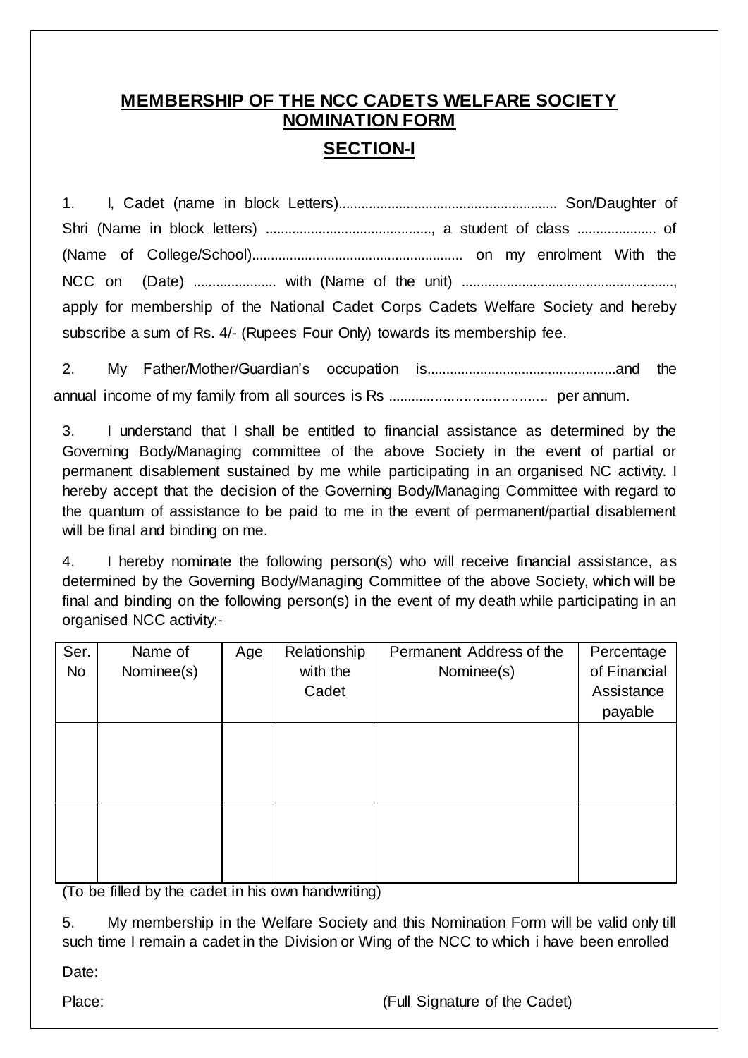## MEMBERSHIP OF THE NCC CADETS WELFARE SOCIETY NOMINATION FORM

## SECTION-I

1. I, Cadet (name in block Letters)......................................................... Son/Daughter of Shri (Name in block letters) ..........................................., a student of class .................... of (Name of College/School)...................................................... on my enrolment With the NCC on (Date) ..................... with (Name of the unit) ........................................................, apply for membership of the National Cadet Corps Cadets Welfare Society and hereby subscribe a sum of Rs. 4/- (Rupees Four Only) towards its membership fee.

2. My Father/Mother/Guardian's occupation is.................................................and the annual income of my family from all sources is Rs ………………………………. per annum.

3. I understand that I shall be entitled to financial assistance as determined by the Governing Body/Managing committee of the above Society in the event of partial or permanent disablement sustained by me while participating in an organised NC activity. I hereby accept that the decision of the Governing Body/Managing Committee with regard to the quantum of assistance to be paid to me in the event of permanent/partial disablement will be final and binding on me.

4. I hereby nominate the following person(s) who will receive financial assistance, as determined by the Governing Body/Managing Committee of the above Society, which will be final and binding on the following person(s) in the event of my death while participating in an organised NCC activity:-

| Ser. No | Name of Nominee(s) | Age | Relationship with the Cadet | Permanent Address of the Nominee(s) | Percentage of Financial Assistance payable |
|---|---|---|---|---|---|
| | | | | | |
| | | | | | |

(To be filled by the cadet in his own handwriting)

5. My membership in the Welfare Society and this Nomination Form will be valid only till such time I remain a cadet in the Division or Wing of the NCC to which i have been enrolled

Date:

Place: (Full Signature of the Cadet)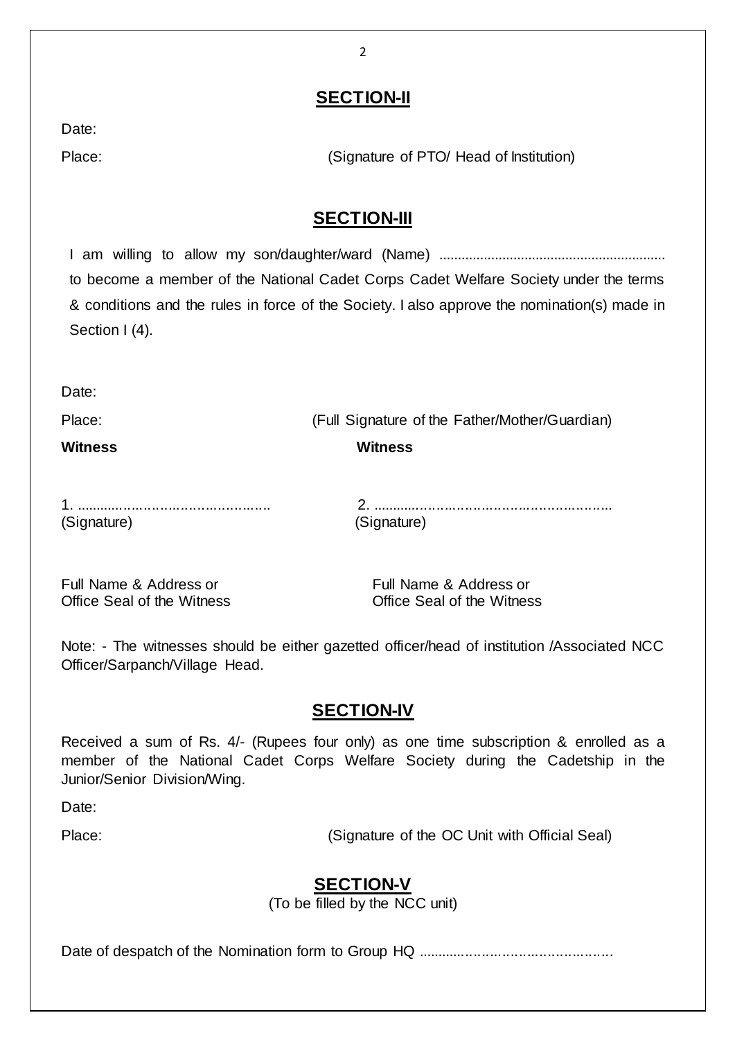## SECTION-II

Date:

Place: (Signature of PTO/ Head of Institution)

## SECTION-III

I am willing to allow my son/daughter/ward (Name) ............................................................ to become a member of the National Cadet Corps Cadet Welfare Society under the terms & conditions and the rules in force of the Society. I also approve the nomination(s) made in Section I (4).

Date:

Place: (Full Signature of the Father/Mother/Guardian)

**Witness** **Witness**

1. ................................................ (Signature)

2. ........................................................ (Signature)

Full Name & Address or Office Seal of the Witness

Full Name & Address or Office Seal of the Witness

Note: - The witnesses should be either gazetted officer/head of institution /Associated NCC Officer/Sarpanch/Village Head.

## SECTION-IV

Received a sum of Rs. 4/- (Rupees four only) as one time subscription & enrolled as a member of the National Cadet Corps Welfare Society during the Cadetship in the Junior/Senior Division/Wing.

Date:

Place: (Signature of the OC Unit with Official Seal)

## SECTION-V

(To be filled by the NCC unit)

Date of despatch of the Nomination form to Group HQ ...............................................